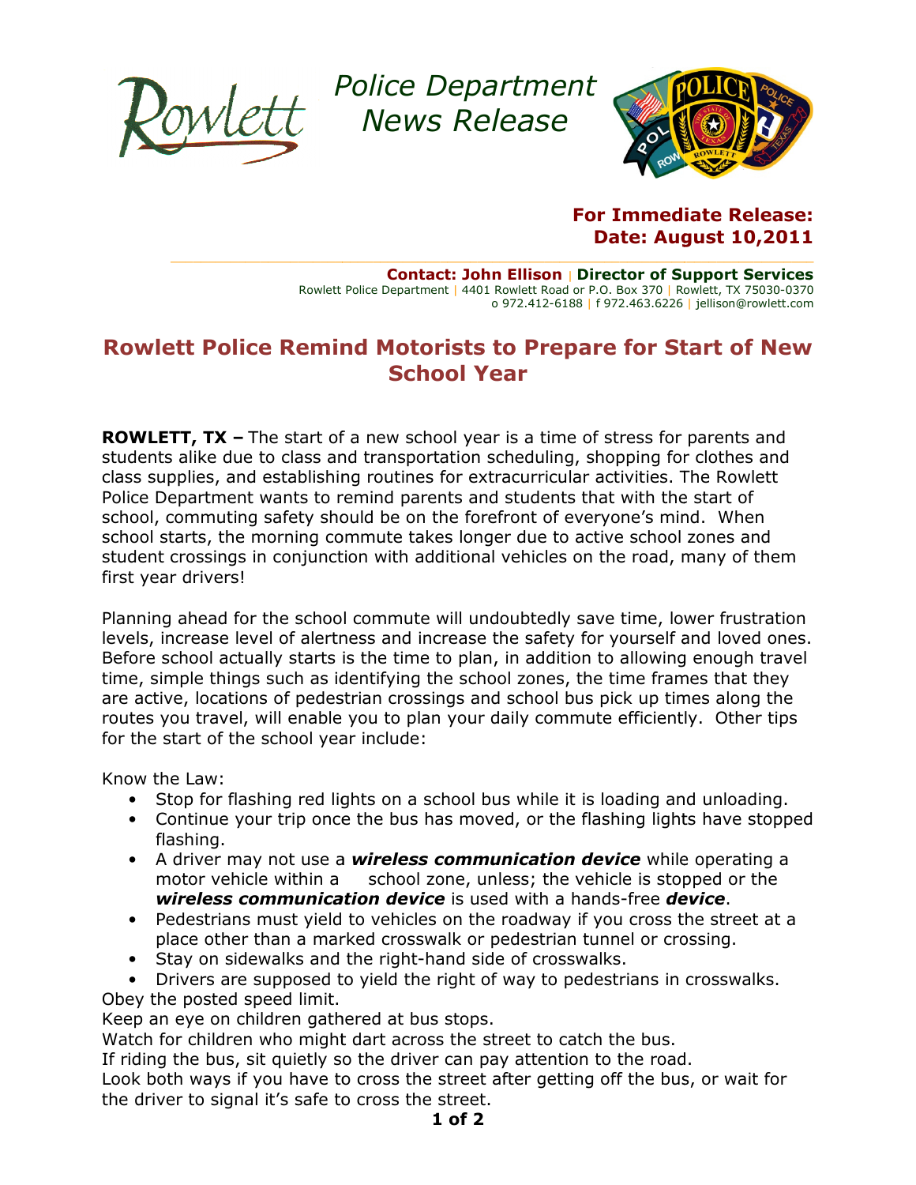Rowlett

Police Department
News Release

**For Immediate Release:**
**Date: August 10,2011**

**Contact: John Ellison** | **Director of Support Services**
Rowlett Police Department | 4401 Rowlett Road or P.O. Box 370 | Rowlett, TX 75030-0370
o 972.412-6188 | f 972.463.6226 | jellison@rowlett.com

# Rowlett Police Remind Motorists to Prepare for Start of New School Year

**ROWLETT, TX –** The start of a new school year is a time of stress for parents and students alike due to class and transportation scheduling, shopping for clothes and class supplies, and establishing routines for extracurricular activities. The Rowlett Police Department wants to remind parents and students that with the start of school, commuting safety should be on the forefront of everyone's mind. When school starts, the morning commute takes longer due to active school zones and student crossings in conjunction with additional vehicles on the road, many of them first year drivers!

Planning ahead for the school commute will undoubtedly save time, lower frustration levels, increase level of alertness and increase the safety for yourself and loved ones. Before school actually starts is the time to plan, in addition to allowing enough travel time, simple things such as identifying the school zones, the time frames that they are active, locations of pedestrian crossings and school bus pick up times along the routes you travel, will enable you to plan your daily commute efficiently. Other tips for the start of the school year include:

Know the Law:

- Stop for flashing red lights on a school bus while it is loading and unloading.
- Continue your trip once the bus has moved, or the flashing lights have stopped flashing.
- A driver may not use a ***wireless communication device*** while operating a motor vehicle within a school zone, unless; the vehicle is stopped or the ***wireless communication device*** is used with a hands-free ***device***.
- Pedestrians must yield to vehicles on the roadway if you cross the street at a place other than a marked crosswalk or pedestrian tunnel or crossing.
- Stay on sidewalks and the right-hand side of crosswalks.
- Drivers are supposed to yield the right of way to pedestrians in crosswalks.

Obey the posted speed limit.
Keep an eye on children gathered at bus stops.
Watch for children who might dart across the street to catch the bus.
If riding the bus, sit quietly so the driver can pay attention to the road.
Look both ways if you have to cross the street after getting off the bus, or wait for the driver to signal it's safe to cross the street.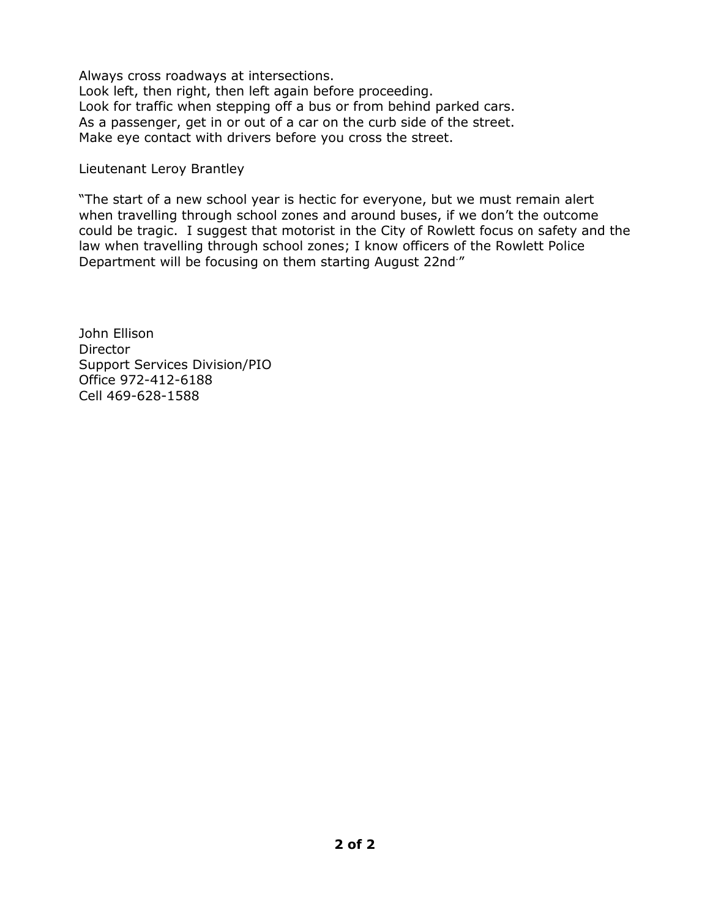Always cross roadways at intersections.
Look left, then right, then left again before proceeding.
Look for traffic when stepping off a bus or from behind parked cars.
As a passenger, get in or out of a car on the curb side of the street.
Make eye contact with drivers before you cross the street.

Lieutenant Leroy Brantley

"The start of a new school year is hectic for everyone, but we must remain alert when travelling through school zones and around buses, if we don't the outcome could be tragic. I suggest that motorist in the City of Rowlett focus on safety and the law when travelling through school zones; I know officers of the Rowlett Police Department will be focusing on them starting August 22nd."

John Ellison
Director
Support Services Division/PIO
Office 972-412-6188
Cell 469-628-1588